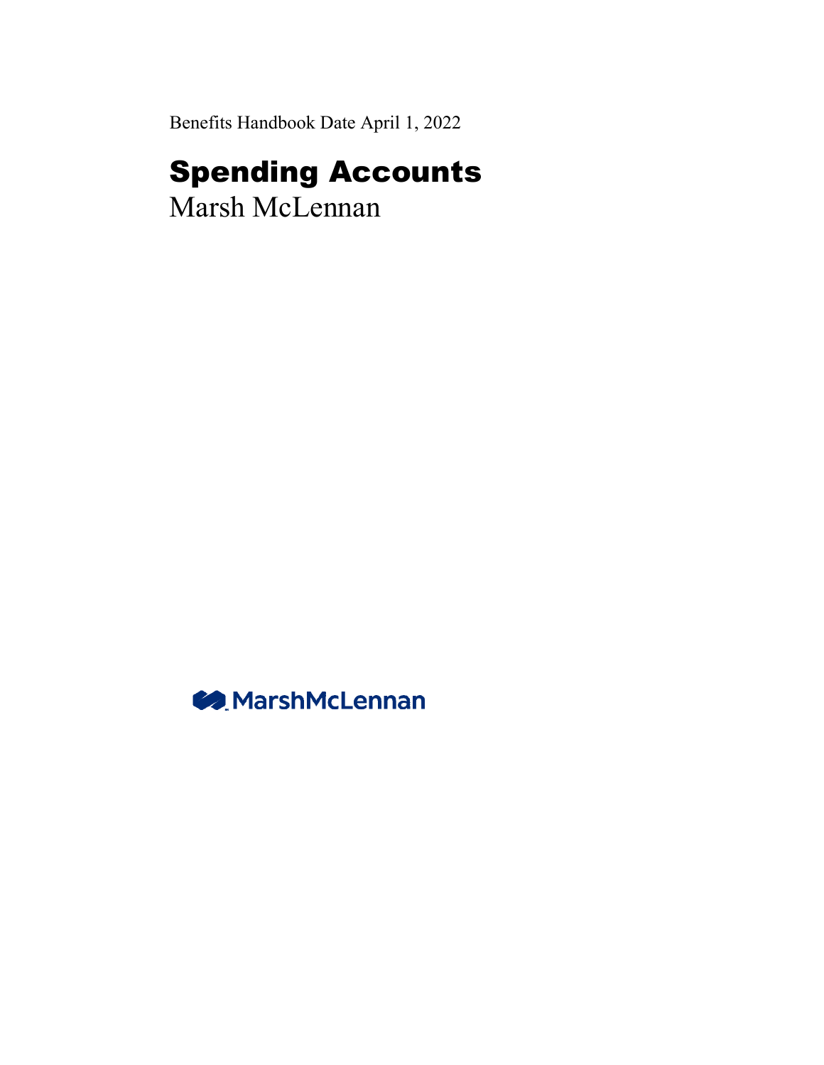Benefits Handbook Date April 1, 2022

# Spending Accounts

Marsh McLennan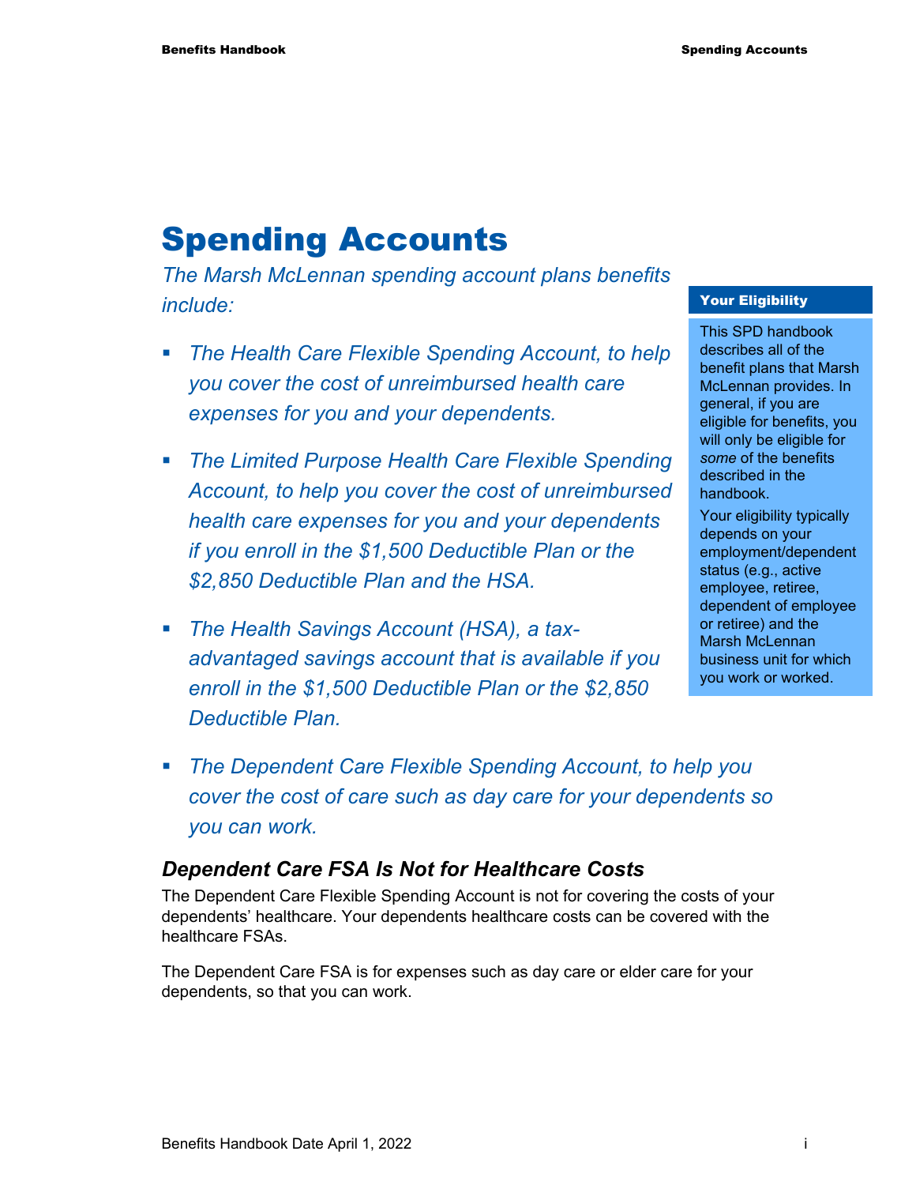# Spending Accounts

*The Marsh McLennan spending account plans benefits include:*

- *The Health Care Flexible Spending Account, to help you cover the cost of unreimbursed health care expenses for you and your dependents.*
- *The Limited Purpose Health Care Flexible Spending Account, to help you cover the cost of unreimbursed health care expenses for you and your dependents if you enroll in the $1,500 Deductible Plan or the $2,850 Deductible Plan and the HSA.*
- *The Health Savings Account (HSA), a tax-advantaged savings account that is available if you enroll in the $1,500 Deductible Plan or the $2,850 Deductible Plan.*
- *The Dependent Care Flexible Spending Account, to help you cover the cost of care such as day care for your dependents so you can work.*

**Your Eligibility**

This SPD handbook describes all of the benefit plans that Marsh McLennan provides. In general, if you are eligible for benefits, you will only be eligible for *some* of the benefits described in the handbook.

Your eligibility typically depends on your employment/dependent status (e.g., active employee, retiree, dependent of employee or retiree) and the Marsh McLennan business unit for which you work or worked.

### *Dependent Care FSA Is Not for Healthcare Costs*

The Dependent Care Flexible Spending Account is not for covering the costs of your dependents' healthcare. Your dependents healthcare costs can be covered with the healthcare FSAs.

The Dependent Care FSA is for expenses such as day care or elder care for your dependents, so that you can work.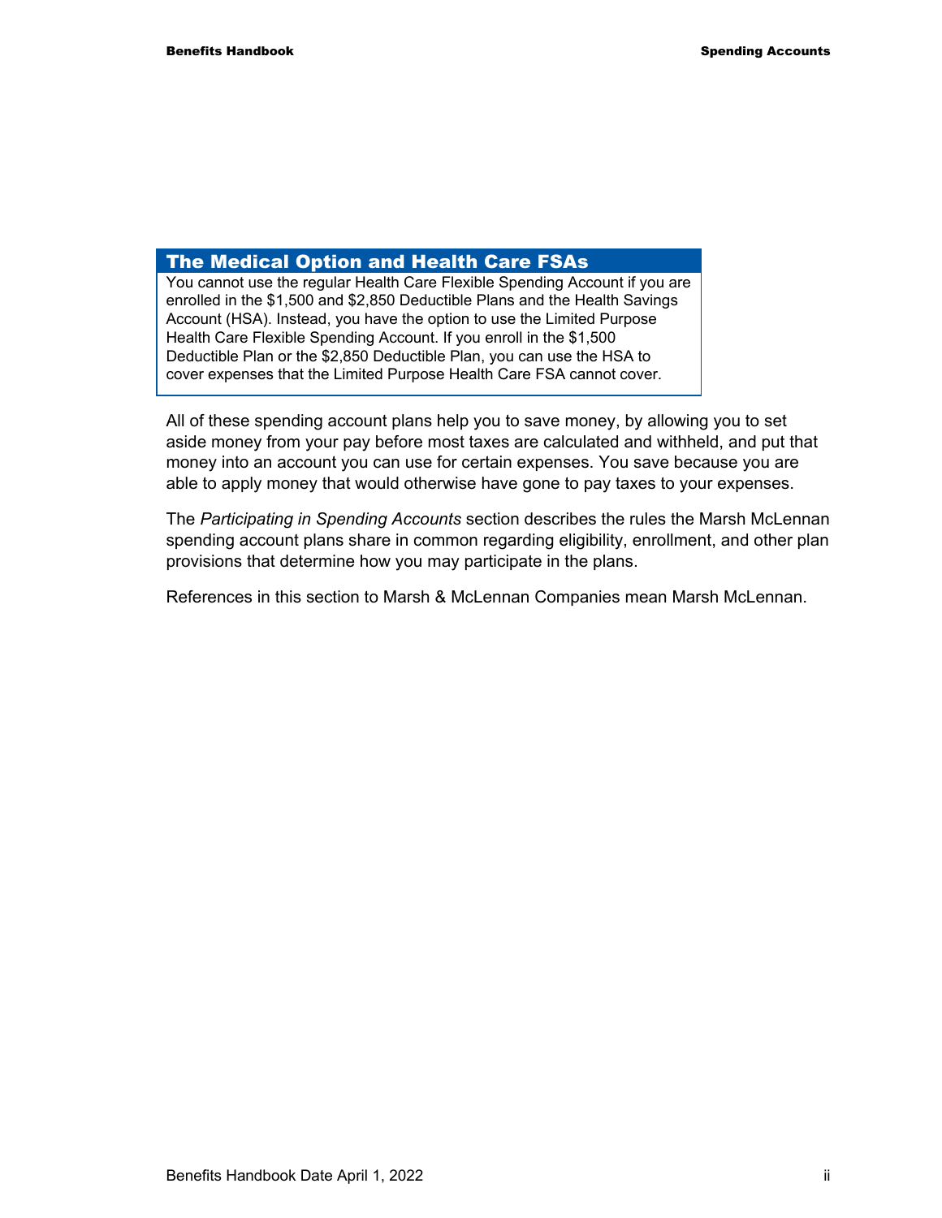## The Medical Option and Health Care FSAs

You cannot use the regular Health Care Flexible Spending Account if you are enrolled in the $1,500 and $2,850 Deductible Plans and the Health Savings Account (HSA). Instead, you have the option to use the Limited Purpose Health Care Flexible Spending Account. If you enroll in the $1,500 Deductible Plan or the $2,850 Deductible Plan, you can use the HSA to cover expenses that the Limited Purpose Health Care FSA cannot cover.

All of these spending account plans help you to save money, by allowing you to set aside money from your pay before most taxes are calculated and withheld, and put that money into an account you can use for certain expenses. You save because you are able to apply money that would otherwise have gone to pay taxes to your expenses.

The *Participating in Spending Accounts* section describes the rules the Marsh McLennan spending account plans share in common regarding eligibility, enrollment, and other plan provisions that determine how you may participate in the plans.

References in this section to Marsh & McLennan Companies mean Marsh McLennan.